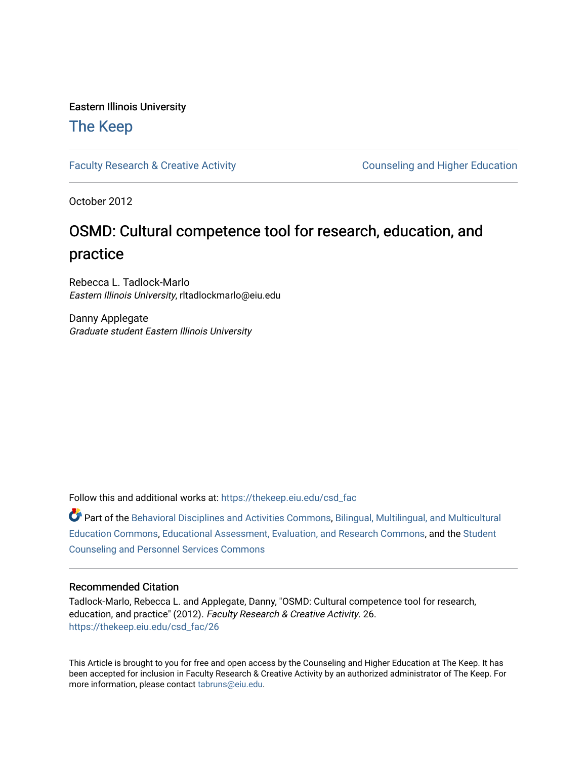Eastern Illinois University

The Keep

Faculty Research & Creative Activity

Counseling and Higher Education

October 2012

# OSMD: Cultural competence tool for research, education, and practice

Rebecca L. Tadlock-Marlo
*Eastern Illinois University*, rltadlockmarlo@eiu.edu

Danny Applegate
*Graduate student Eastern Illinois University*

Follow this and additional works at: https://thekeep.eiu.edu/csd_fac

Part of the Behavioral Disciplines and Activities Commons, Bilingual, Multilingual, and Multicultural Education Commons, Educational Assessment, Evaluation, and Research Commons, and the Student Counseling and Personnel Services Commons

## Recommended Citation

Tadlock-Marlo, Rebecca L. and Applegate, Danny, "OSMD: Cultural competence tool for research, education, and practice" (2012). *Faculty Research & Creative Activity*. 26.
https://thekeep.eiu.edu/csd_fac/26

This Article is brought to you for free and open access by the Counseling and Higher Education at The Keep. It has been accepted for inclusion in Faculty Research & Creative Activity by an authorized administrator of The Keep. For more information, please contact tabruns@eiu.edu.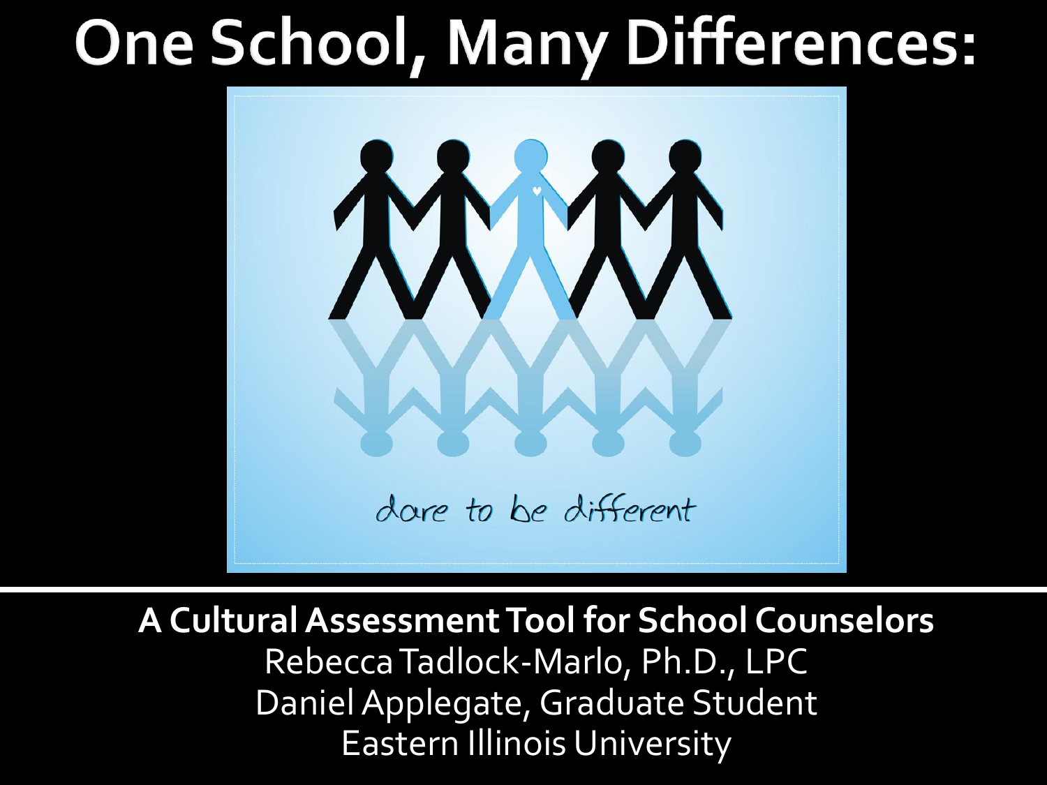# One School, Many Differences:

dare to be different

**A Cultural Assessment Tool for School Counselors**

Rebecca Tadlock-Marlo, Ph.D., LPC

Daniel Applegate, Graduate Student

Eastern Illinois University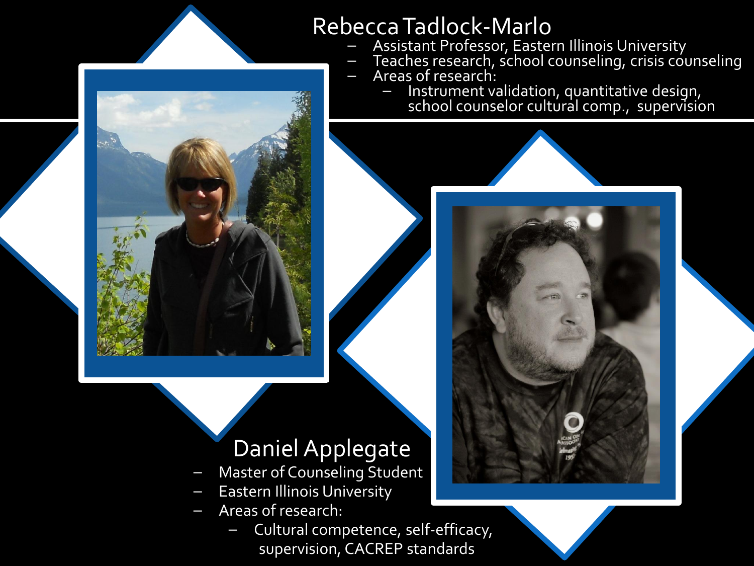## Rebecca Tadlock-Marlo

- Assistant Professor, Eastern Illinois University
- Teaches research, school counseling, crisis counseling
- Areas of research:
  - Instrument validation, quantitative design, school counselor cultural comp., supervision

## Daniel Applegate

- Master of Counseling Student
- Eastern Illinois University
- Areas of research:
  - Cultural competence, self-efficacy, supervision, CACREP standards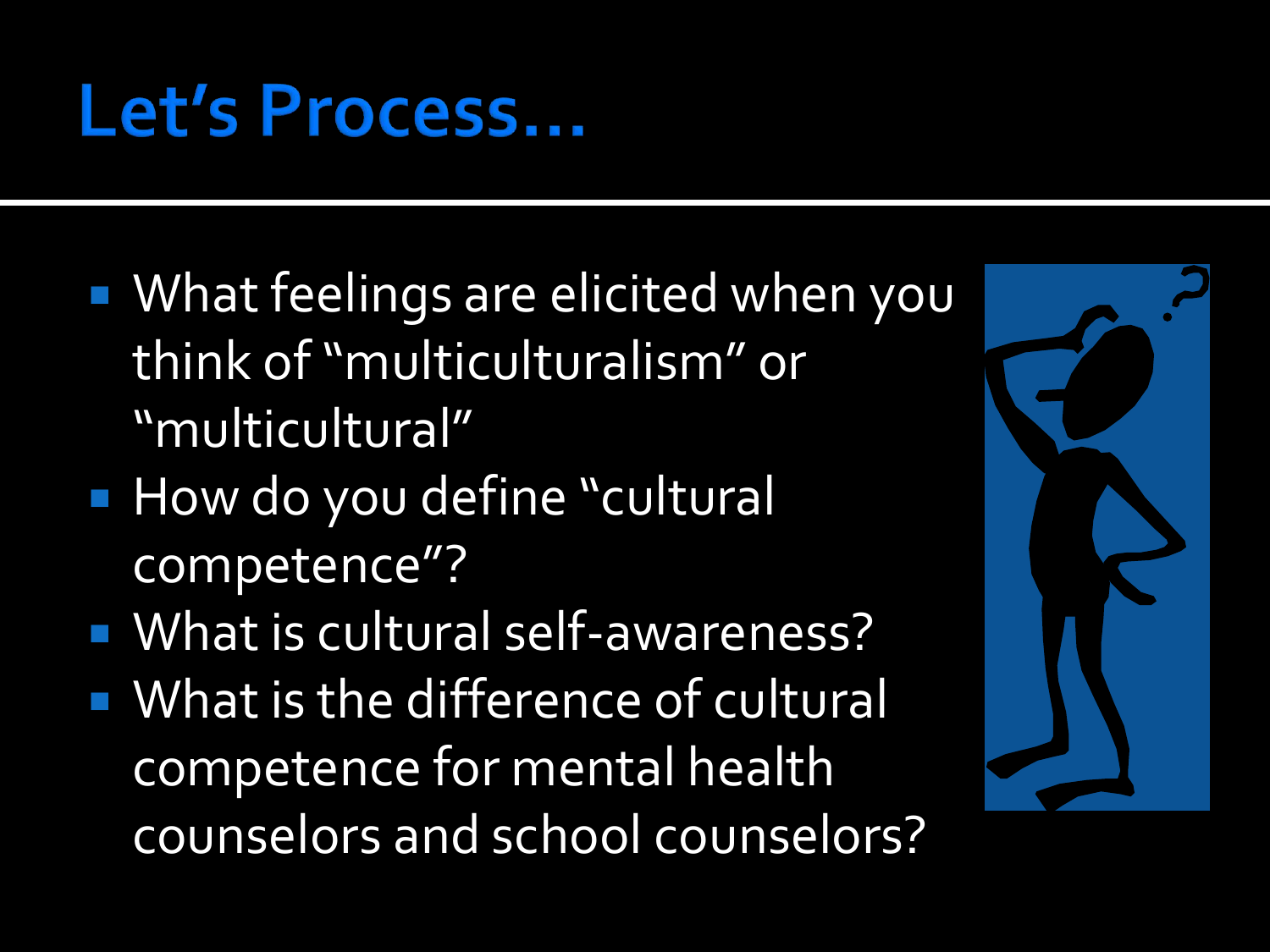# Let's Process…

- What feelings are elicited when you think of "multiculturalism" or "multicultural"
- How do you define "cultural competence"?
- What is cultural self-awareness?
- What is the difference of cultural competence for mental health counselors and school counselors?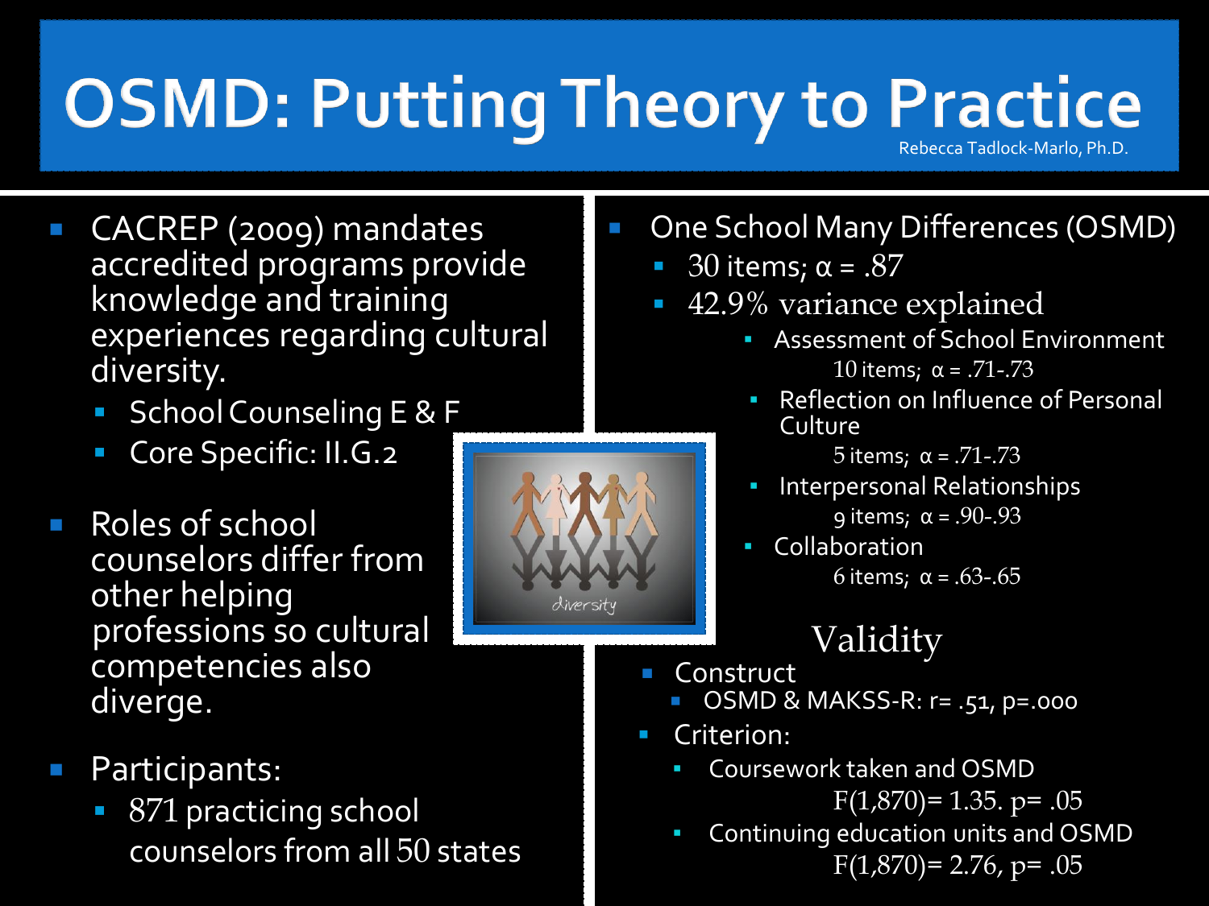# OSMD: Putting Theory to Practice

Rebecca Tadlock-Marlo, Ph.D.

- CACREP (2009) mandates accredited programs provide knowledge and training experiences regarding cultural diversity.
  - School Counseling E & F
  - Core Specific: II.G.2
- Roles of school counselors differ from other helping professions so cultural competencies also diverge.
- Participants:
  - 871 practicing school counselors from all 50 states

- One School Many Differences (OSMD)
  - 30 items; $\alpha = .87$
  - 42.9% variance explained
    - Assessment of School Environment
      10 items; $\alpha = .71\text{-}.73$
    - Reflection on Influence of Personal Culture
      5 items; $\alpha = .71\text{-}.73$
    - Interpersonal Relationships
      9 items; $\alpha = .90\text{-}.93$
    - Collaboration
      6 items; $\alpha = .63\text{-}.65$

## Validity

- Construct
  - OSMD & MAKSS-R: $r = .51$, $p = .000$
- Criterion:
  - Coursework taken and OSMD
    $F(1,870) = 1.35$. $p = .05$
  - Continuing education units and OSMD
    $F(1,870) = 2.76$, $p = .05$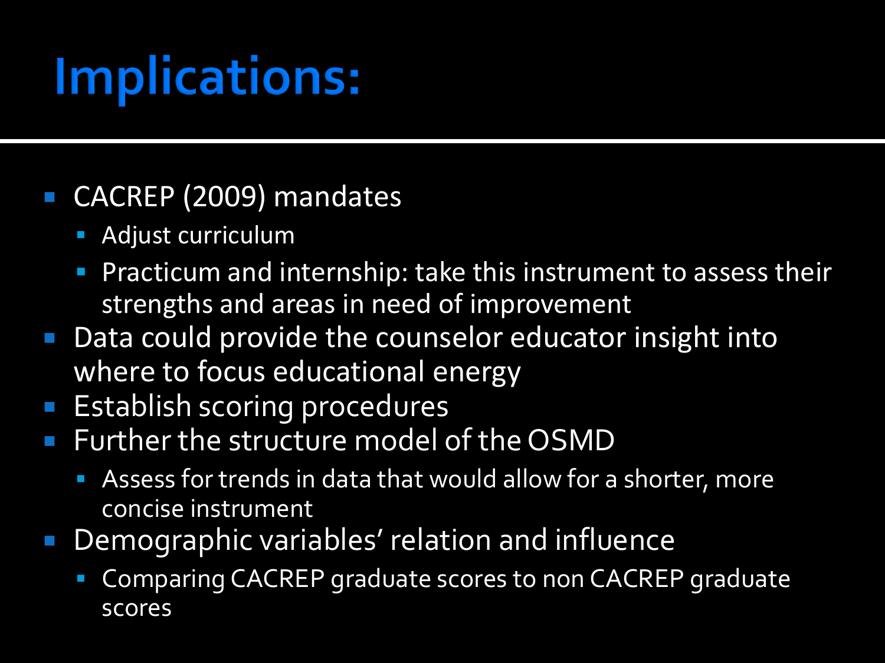# Implications:

- CACREP (2009) mandates
  - Adjust curriculum
  - Practicum and internship: take this instrument to assess their strengths and areas in need of improvement
- Data could provide the counselor educator insight into where to focus educational energy
- Establish scoring procedures
- Further the structure model of the OSMD
  - Assess for trends in data that would allow for a shorter, more concise instrument
- Demographic variables' relation and influence
  - Comparing CACREP graduate scores to non CACREP graduate scores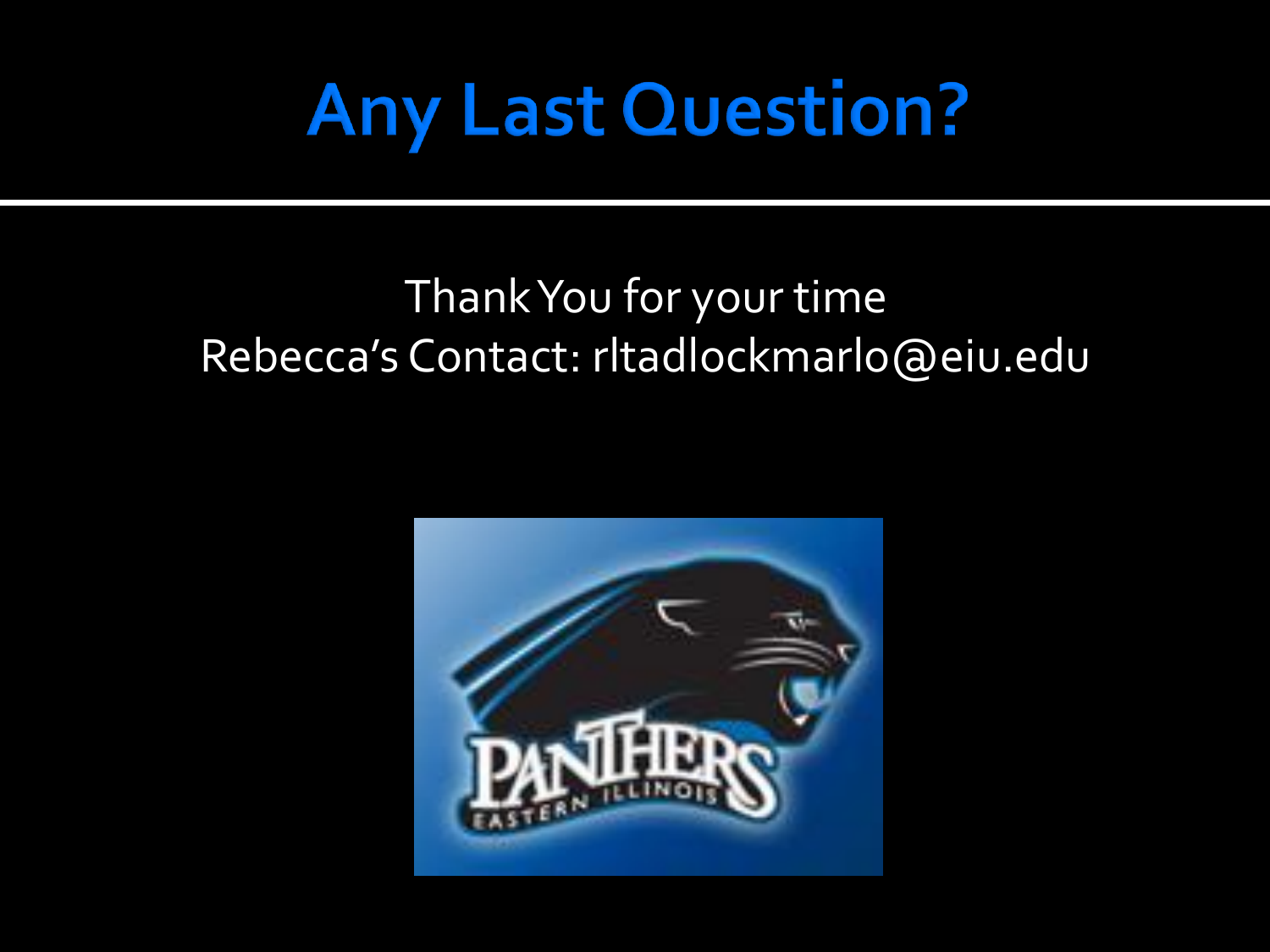# Any Last Question?

Thank You for your time

Rebecca's Contact: rltadlockmarlo@eiu.edu